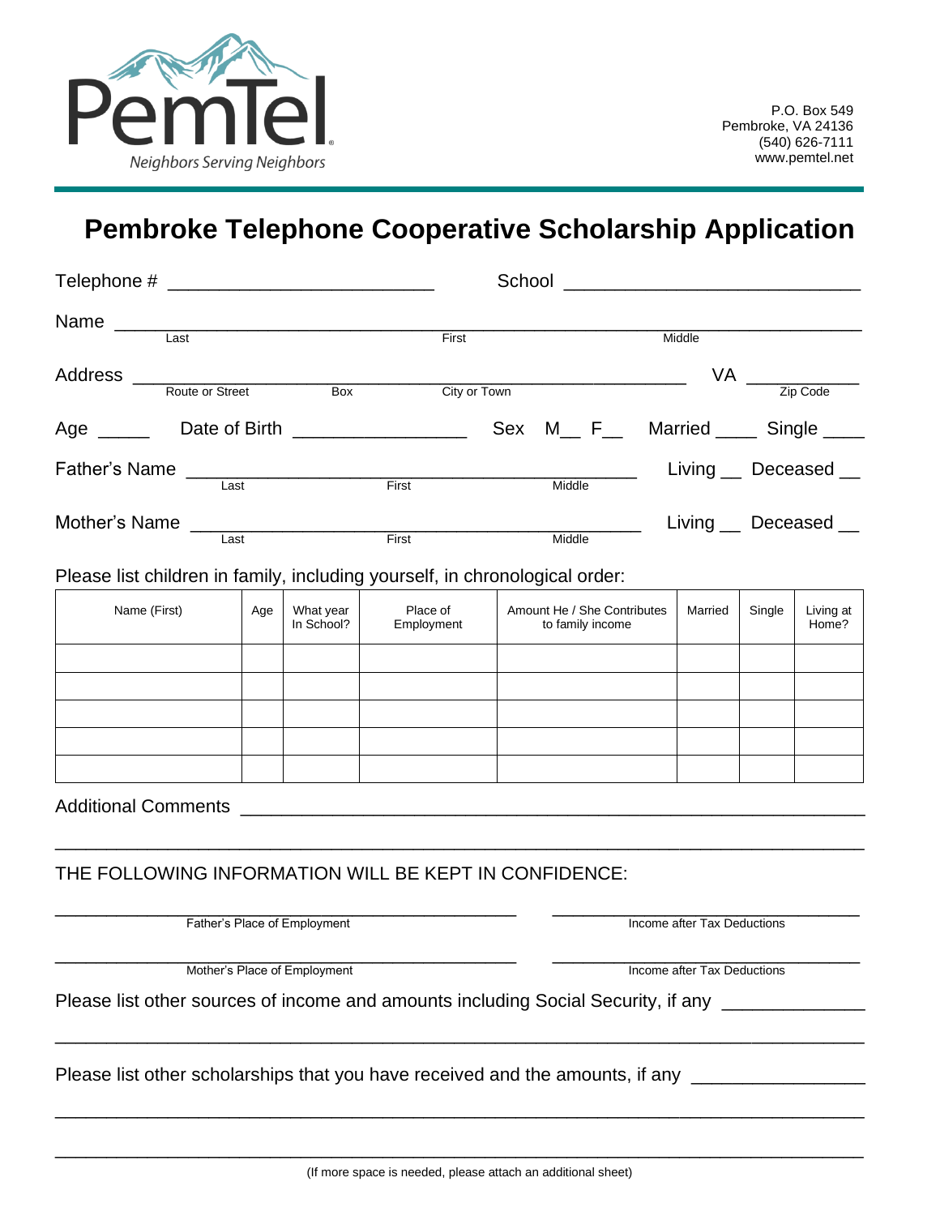PemTel
Neighbors Serving Neighbors

P.O. Box 549
Pembroke, VA 24136
(540) 626-7111
www.pemtel.net

# Pembroke Telephone Cooperative Scholarship Application

Telephone # ________________________ School ____________________________

Name ________________________________________________________________
Last First Middle

Address ______________________________________________ VA __________
Route or Street Box City or Town Zip Code

Age _____ Date of Birth ________________ Sex M__ F__ Married ____ Single ____

Father's Name ________________________________________ Living __ Deceased __
Last First Middle

Mother's Name ________________________________________ Living __ Deceased __
Last First Middle

Please list children in family, including yourself, in chronological order:

| Name (First) | Age | What year In School? | Place of Employment | Amount He / She Contributes to family income | Married | Single | Living at Home? |
|---|---|---|---|---|---|---|---|
| | | | | | | | |
| | | | | | | | |
| | | | | | | | |
| | | | | | | | |
| | | | | | | | |

Additional Comments ___________________________________________________________

_____________________________________________________________________________

THE FOLLOWING INFORMATION WILL BE KEPT IN CONFIDENCE:

_________________________________________ ____________________________
Father's Place of Employment Income after Tax Deductions

_________________________________________ ____________________________
Mother's Place of Employment Income after Tax Deductions

Please list other sources of income and amounts including Social Security, if any _____________

_____________________________________________________________________________

Please list other scholarships that you have received and the amounts, if any ________________

_____________________________________________________________________________

_____________________________________________________________________________

(If more space is needed, please attach an additional sheet)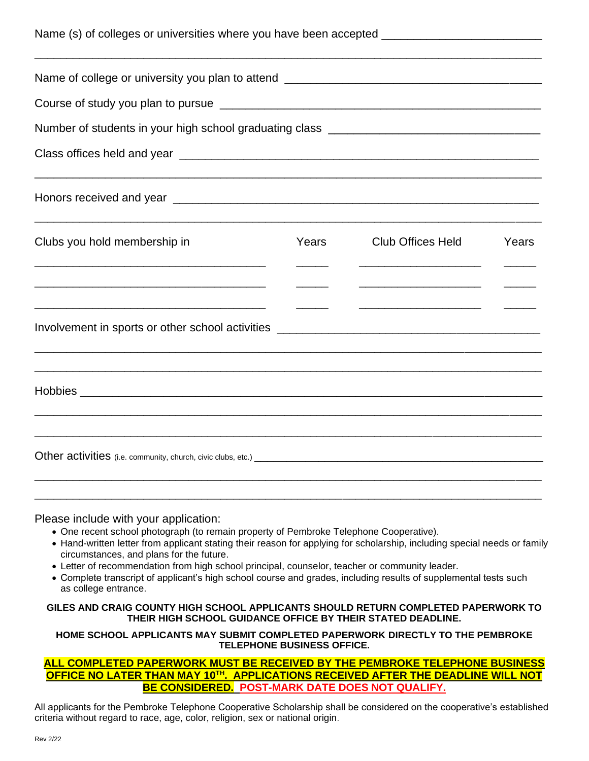Name (s) of colleges or universities where you have been accepted ________________________

______________________________________________________________________________

Name of college or university you plan to attend ______________________________________

Course of study you plan to pursue ___________________________________________________

Number of students in your high school graduating class ________________________________

Class offices held and year _________________________________________________________

______________________________________________________________________________

Honors received and year ___________________________________________________________

______________________________________________________________________________

| Clubs you hold membership in | Years | Club Offices Held | Years |
|---|---|---|---|
| ________________________ | _____ | ________________ | _____ |
| ________________________ | _____ | ________________ | _____ |
| ________________________ | _____ | ________________ | _____ |

Involvement in sports or other school activities _______________________________________

______________________________________________________________________________

______________________________________________________________________________

Hobbies _______________________________________________________________________

______________________________________________________________________________

______________________________________________________________________________

Other activities (i.e. community, church, civic clubs, etc.) ______________________________

______________________________________________________________________________

______________________________________________________________________________

Please include with your application:

- One recent school photograph (to remain property of Pembroke Telephone Cooperative).
- Hand-written letter from applicant stating their reason for applying for scholarship, including special needs or family circumstances, and plans for the future.
- Letter of recommendation from high school principal, counselor, teacher or community leader.
- Complete transcript of applicant's high school course and grades, including results of supplemental tests such as college entrance.

**GILES AND CRAIG COUNTY HIGH SCHOOL APPLICANTS SHOULD RETURN COMPLETED PAPERWORK TO THEIR HIGH SCHOOL GUIDANCE OFFICE BY THEIR STATED DEADLINE.**

**HOME SCHOOL APPLICANTS MAY SUBMIT COMPLETED PAPERWORK DIRECTLY TO THE PEMBROKE TELEPHONE BUSINESS OFFICE.**

**ALL COMPLETED PAPERWORK MUST BE RECEIVED BY THE PEMBROKE TELEPHONE BUSINESS OFFICE NO LATER THAN MAY 10TH. APPLICATIONS RECEIVED AFTER THE DEADLINE WILL NOT BE CONSIDERED. POST-MARK DATE DOES NOT QUALIFY.**

All applicants for the Pembroke Telephone Cooperative Scholarship shall be considered on the cooperative's established criteria without regard to race, age, color, religion, sex or national origin.

Rev 2/22